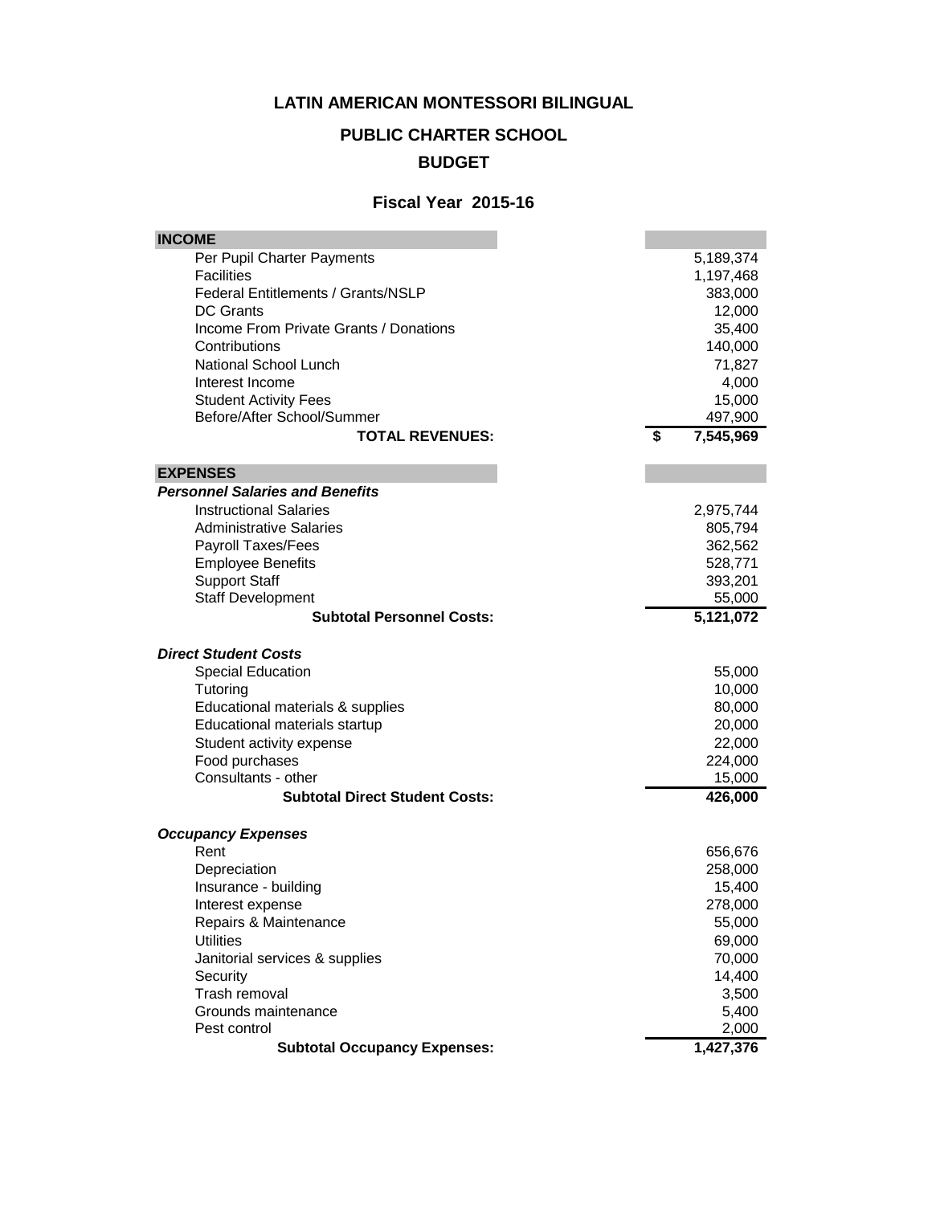**LATIN AMERICAN MONTESSORI BILINGUAL**

**PUBLIC CHARTER SCHOOL**

**BUDGET**

**Fiscal Year 2015-16**

| **INCOME** | |
|---|---|
| Per Pupil Charter Payments | 5,189,374 |
| Facilities | 1,197,468 |
| Federal Entitlements / Grants/NSLP | 383,000 |
| DC Grants | 12,000 |
| Income From Private Grants / Donations | 35,400 |
| Contributions | 140,000 |
| National School Lunch | 71,827 |
| Interest Income | 4,000 |
| Student Activity Fees | 15,000 |
| Before/After School/Summer | 497,900 |
| **TOTAL REVENUES:** | **$ 7,545,969** |
| | |
| **EXPENSES** | |
| ***Personnel Salaries and Benefits*** | |
| Instructional Salaries | 2,975,744 |
| Administrative Salaries | 805,794 |
| Payroll Taxes/Fees | 362,562 |
| Employee Benefits | 528,771 |
| Support Staff | 393,201 |
| Staff Development | 55,000 |
| **Subtotal Personnel Costs:** | **5,121,072** |
| | |
| ***Direct Student Costs*** | |
| Special Education | 55,000 |
| Tutoring | 10,000 |
| Educational materials & supplies | 80,000 |
| Educational materials startup | 20,000 |
| Student activity expense | 22,000 |
| Food purchases | 224,000 |
| Consultants - other | 15,000 |
| **Subtotal Direct Student Costs:** | **426,000** |
| | |
| ***Occupancy Expenses*** | |
| Rent | 656,676 |
| Depreciation | 258,000 |
| Insurance - building | 15,400 |
| Interest expense | 278,000 |
| Repairs & Maintenance | 55,000 |
| Utilities | 69,000 |
| Janitorial services & supplies | 70,000 |
| Security | 14,400 |
| Trash removal | 3,500 |
| Grounds maintenance | 5,400 |
| Pest control | 2,000 |
| **Subtotal Occupancy Expenses:** | **1,427,376** |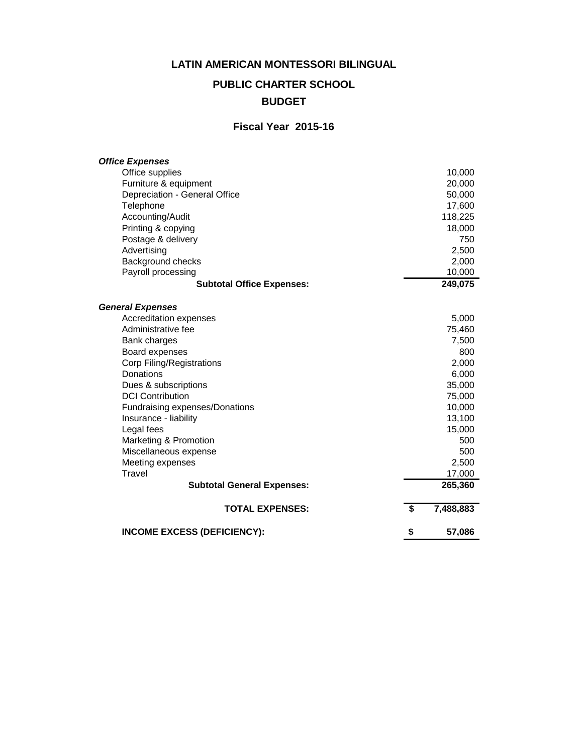**LATIN AMERICAN MONTESSORI BILINGUAL**

**PUBLIC CHARTER SCHOOL**

**BUDGET**

**Fiscal Year 2015-16**

| | |
|---|---|
| ***Office Expenses*** | |
| Office supplies | 10,000 |
| Furniture & equipment | 20,000 |
| Depreciation - General Office | 50,000 |
| Telephone | 17,600 |
| Accounting/Audit | 118,225 |
| Printing & copying | 18,000 |
| Postage & delivery | 750 |
| Advertising | 2,500 |
| Background checks | 2,000 |
| Payroll processing | 10,000 |
| **Subtotal Office Expenses:** | **249,075** |
| ***General Expenses*** | |
| Accreditation expenses | 5,000 |
| Administrative fee | 75,460 |
| Bank charges | 7,500 |
| Board expenses | 800 |
| Corp Filing/Registrations | 2,000 |
| Donations | 6,000 |
| Dues & subscriptions | 35,000 |
| DCI Contribution | 75,000 |
| Fundraising expenses/Donations | 10,000 |
| Insurance - liability | 13,100 |
| Legal fees | 15,000 |
| Marketing & Promotion | 500 |
| Miscellaneous expense | 500 |
| Meeting expenses | 2,500 |
| Travel | 17,000 |
| **Subtotal General Expenses:** | **265,360** |
| **TOTAL EXPENSES:** | **$ 7,488,883** |
| **INCOME EXCESS (DEFICIENCY):** | **$ 57,086** |